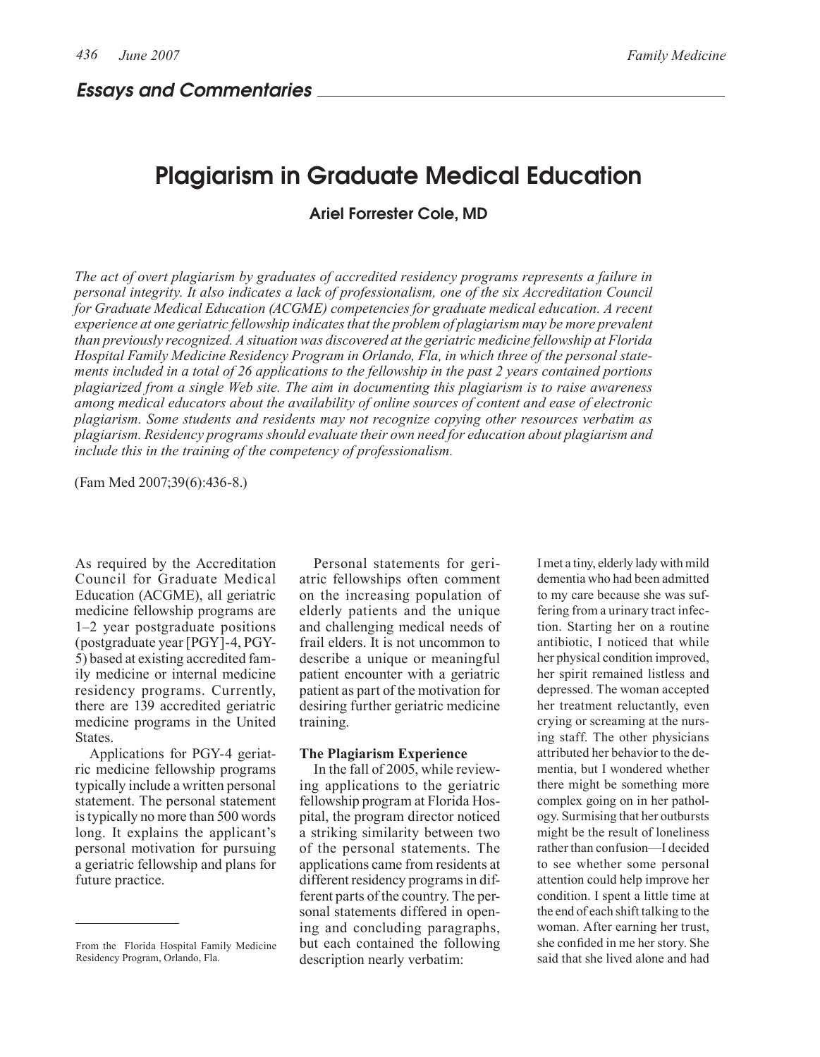## Essays and Commentaries

# Plagiarism in Graduate Medical Education

**Ariel Forrester Cole, MD**

*The act of overt plagiarism by graduates of accredited residency programs represents a failure in personal integrity. It also indicates a lack of professionalism, one of the six Accreditation Council for Graduate Medical Education (ACGME) competencies for graduate medical education. A recent experience at one geriatric fellowship indicates that the problem of plagiarism may be more prevalent than previously recognized. A situation was discovered at the geriatric medicine fellowship at Florida Hospital Family Medicine Residency Program in Orlando, Fla, in which three of the personal statements included in a total of 26 applications to the fellowship in the past 2 years contained portions plagiarized from a single Web site. The aim in documenting this plagiarism is to raise awareness among medical educators about the availability of online sources of content and ease of electronic plagiarism. Some students and residents may not recognize copying other resources verbatim as plagiarism. Residency programs should evaluate their own need for education about plagiarism and include this in the training of the competency of professionalism.*

(Fam Med 2007;39(6):436-8.)

As required by the Accreditation Council for Graduate Medical Education (ACGME), all geriatric medicine fellowship programs are 1–2 year postgraduate positions (postgraduate year [PGY]-4, PGY-5) based at existing accredited family medicine or internal medicine residency programs. Currently, there are 139 accredited geriatric medicine programs in the United States.

Applications for PGY-4 geriatric medicine fellowship programs typically include a written personal statement. The personal statement is typically no more than 500 words long. It explains the applicant's personal motivation for pursuing a geriatric fellowship and plans for future practice.

Personal statements for geriatric fellowships often comment on the increasing population of elderly patients and the unique and challenging medical needs of frail elders. It is not uncommon to describe a unique or meaningful patient encounter with a geriatric patient as part of the motivation for desiring further geriatric medicine training.

**The Plagiarism Experience**

In the fall of 2005, while reviewing applications to the geriatric fellowship program at Florida Hospital, the program director noticed a striking similarity between two of the personal statements. The applications came from residents at different residency programs in different parts of the country. The personal statements differed in opening and concluding paragraphs, but each contained the following description nearly verbatim:

I met a tiny, elderly lady with mild dementia who had been admitted to my care because she was suffering from a urinary tract infection. Starting her on a routine antibiotic, I noticed that while her physical condition improved, her spirit remained listless and depressed. The woman accepted her treatment reluctantly, even crying or screaming at the nursing staff. The other physicians attributed her behavior to the dementia, but I wondered whether there might be something more complex going on in her pathology. Surmising that her outbursts might be the result of loneliness rather than confusion—I decided to see whether some personal attention could help improve her condition. I spent a little time at the end of each shift talking to the woman. After earning her trust, she confided in me her story. She said that she lived alone and had

From the Florida Hospital Family Medicine Residency Program, Orlando, Fla.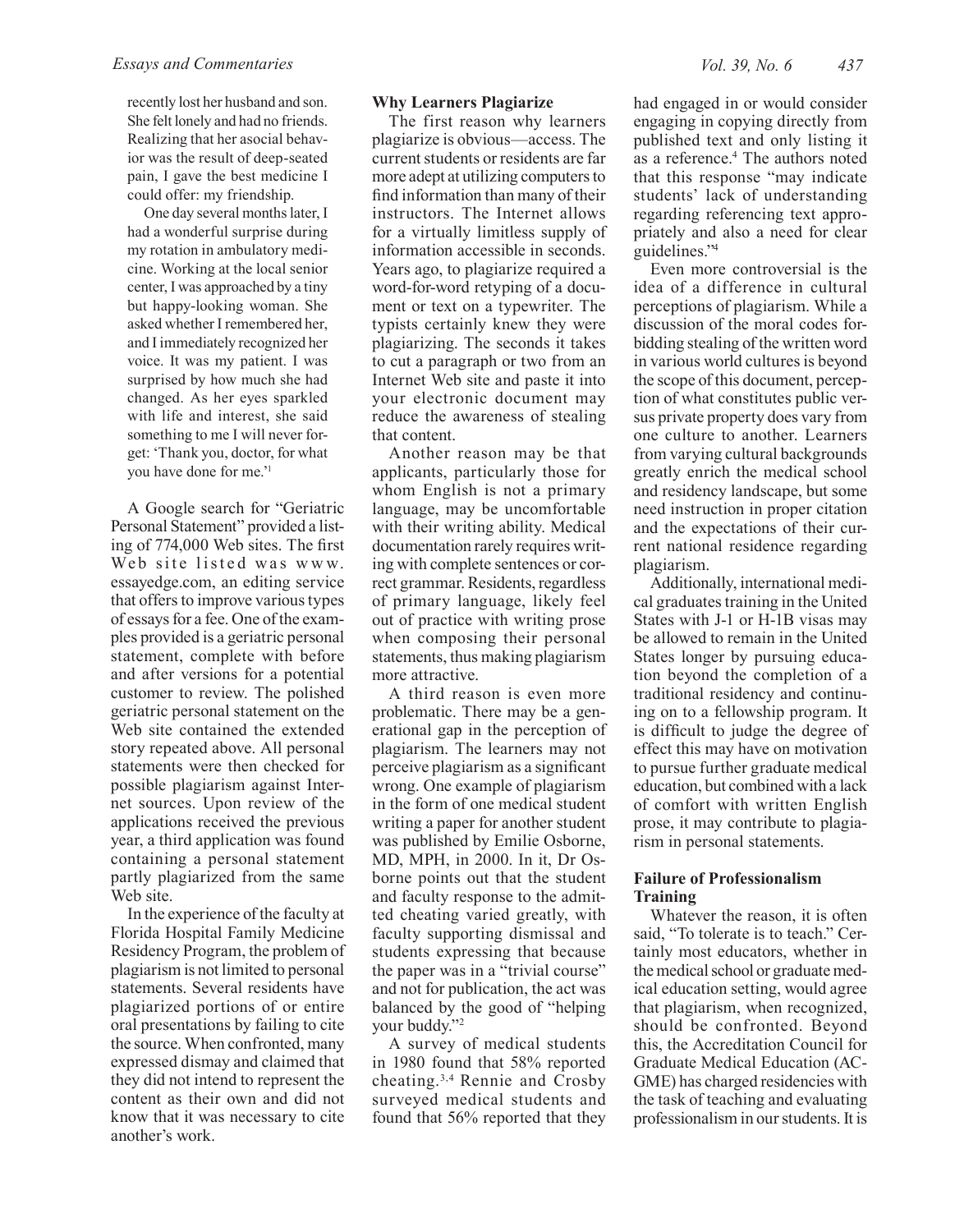recently lost her husband and son. She felt lonely and had no friends. Realizing that her asocial behavior was the result of deep-seated pain, I gave the best medicine I could offer: my friendship.

One day several months later, I had a wonderful surprise during my rotation in ambulatory medicine. Working at the local senior center, I was approached by a tiny but happy-looking woman. She asked whether I remembered her, and I immediately recognized her voice. It was my patient. I was surprised by how much she had changed. As her eyes sparkled with life and interest, she said something to me I will never forget: 'Thank you, doctor, for what you have done for me.'[1]

A Google search for "Geriatric Personal Statement" provided a listing of 774,000 Web sites. The first Web site listed was www.essayedge.com, an editing service that offers to improve various types of essays for a fee. One of the examples provided is a geriatric personal statement, complete with before and after versions for a potential customer to review. The polished geriatric personal statement on the Web site contained the extended story repeated above. All personal statements were then checked for possible plagiarism against Internet sources. Upon review of the applications received the previous year, a third application was found containing a personal statement partly plagiarized from the same Web site.

In the experience of the faculty at Florida Hospital Family Medicine Residency Program, the problem of plagiarism is not limited to personal statements. Several residents have plagiarized portions of or entire oral presentations by failing to cite the source. When confronted, many expressed dismay and claimed that they did not intend to represent the content as their own and did not know that it was necessary to cite another's work.

## Why Learners Plagiarize

The first reason why learners plagiarize is obvious—access. The current students or residents are far more adept at utilizing computers to find information than many of their instructors. The Internet allows for a virtually limitless supply of information accessible in seconds. Years ago, to plagiarize required a word-for-word retyping of a document or text on a typewriter. The typists certainly knew they were plagiarizing. The seconds it takes to cut a paragraph or two from an Internet Web site and paste it into your electronic document may reduce the awareness of stealing that content.

Another reason may be that applicants, particularly those for whom English is not a primary language, may be uncomfortable with their writing ability. Medical documentation rarely requires writing with complete sentences or correct grammar. Residents, regardless of primary language, likely feel out of practice with writing prose when composing their personal statements, thus making plagiarism more attractive.

A third reason is even more problematic. There may be a generational gap in the perception of plagiarism. The learners may not perceive plagiarism as a significant wrong. One example of plagiarism in the form of one medical student writing a paper for another student was published by Emilie Osborne, MD, MPH, in 2000. In it, Dr Osborne points out that the student and faculty response to the admitted cheating varied greatly, with faculty supporting dismissal and students expressing that because the paper was in a "trivial course" and not for publication, the act was balanced by the good of "helping your buddy."[2]

A survey of medical students in 1980 found that 58% reported cheating.[3,4] Rennie and Crosby surveyed medical students and found that 56% reported that they had engaged in or would consider engaging in copying directly from published text and only listing it as a reference.[4] The authors noted that this response "may indicate students' lack of understanding regarding referencing text appropriately and also a need for clear guidelines."[4]

Even more controversial is the idea of a difference in cultural perceptions of plagiarism. While a discussion of the moral codes forbidding stealing of the written word in various world cultures is beyond the scope of this document, perception of what constitutes public versus private property does vary from one culture to another. Learners from varying cultural backgrounds greatly enrich the medical school and residency landscape, but some need instruction in proper citation and the expectations of their current national residence regarding plagiarism.

Additionally, international medical graduates training in the United States with J-1 or H-1B visas may be allowed to remain in the United States longer by pursuing education beyond the completion of a traditional residency and continuing on to a fellowship program. It is difficult to judge the degree of effect this may have on motivation to pursue further graduate medical education, but combined with a lack of comfort with written English prose, it may contribute to plagiarism in personal statements.

## Failure of Professionalism Training

Whatever the reason, it is often said, "To tolerate is to teach." Certainly most educators, whether in the medical school or graduate medical education setting, would agree that plagiarism, when recognized, should be confronted. Beyond this, the Accreditation Council for Graduate Medical Education (ACGME) has charged residencies with the task of teaching and evaluating professionalism in our students. It is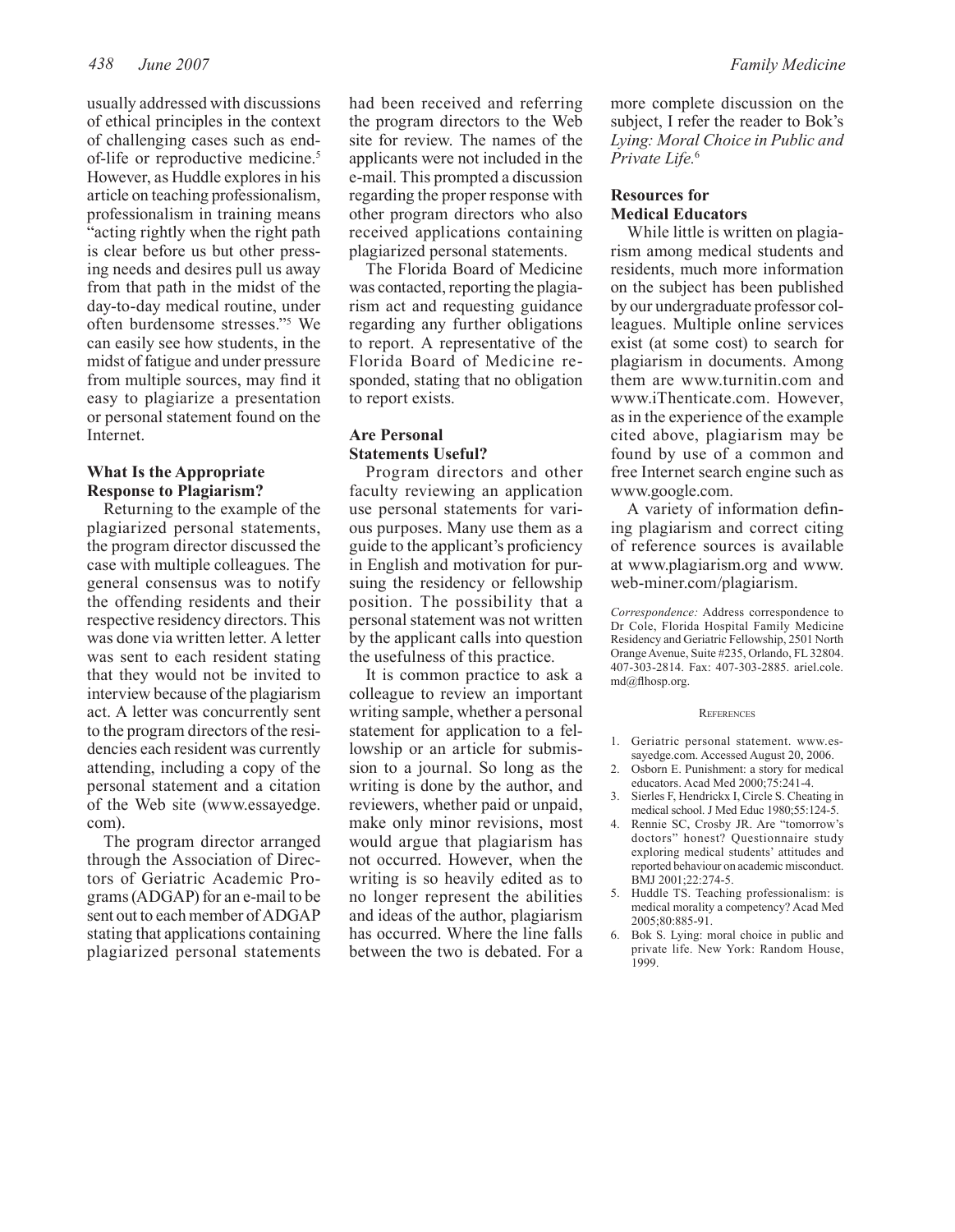usually addressed with discussions of ethical principles in the context of challenging cases such as end-of-life or reproductive medicine.[5] However, as Huddle explores in his article on teaching professionalism, professionalism in training means "acting rightly when the right path is clear before us but other pressing needs and desires pull us away from that path in the midst of the day-to-day medical routine, under often burdensome stresses."[5] We can easily see how students, in the midst of fatigue and under pressure from multiple sources, may find it easy to plagiarize a presentation or personal statement found on the Internet.

### What Is the Appropriate Response to Plagiarism?

Returning to the example of the plagiarized personal statements, the program director discussed the case with multiple colleagues. The general consensus was to notify the offending residents and their respective residency directors. This was done via written letter. A letter was sent to each resident stating that they would not be invited to interview because of the plagiarism act. A letter was concurrently sent to the program directors of the residencies each resident was currently attending, including a copy of the personal statement and a citation of the Web site (www.essayedge.com).

The program director arranged through the Association of Directors of Geriatric Academic Programs (ADGAP) for an e-mail to be sent out to each member of ADGAP stating that applications containing plagiarized personal statements had been received and referring the program directors to the Web site for review. The names of the applicants were not included in the e-mail. This prompted a discussion regarding the proper response with other program directors who also received applications containing plagiarized personal statements.

The Florida Board of Medicine was contacted, reporting the plagiarism act and requesting guidance regarding any further obligations to report. A representative of the Florida Board of Medicine responded, stating that no obligation to report exists.

### Are Personal Statements Useful?

Program directors and other faculty reviewing an application use personal statements for various purposes. Many use them as a guide to the applicant's proficiency in English and motivation for pursuing the residency or fellowship position. The possibility that a personal statement was not written by the applicant calls into question the usefulness of this practice.

It is common practice to ask a colleague to review an important writing sample, whether a personal statement for application to a fellowship or an article for submission to a journal. So long as the writing is done by the author, and reviewers, whether paid or unpaid, make only minor revisions, most would argue that plagiarism has not occurred. However, when the writing is so heavily edited as to no longer represent the abilities and ideas of the author, plagiarism has occurred. Where the line falls between the two is debated. For a more complete discussion on the subject, I refer the reader to Bok's *Lying: Moral Choice in Public and Private Life*.[6]

### Resources for Medical Educators

While little is written on plagiarism among medical students and residents, much more information on the subject has been published by our undergraduate professor colleagues. Multiple online services exist (at some cost) to search for plagiarism in documents. Among them are www.turnitin.com and www.iThenticate.com. However, as in the experience of the example cited above, plagiarism may be found by use of a common and free Internet search engine such as www.google.com.

A variety of information defining plagiarism and correct citing of reference sources is available at www.plagiarism.org and www.web-miner.com/plagiarism.

*Correspondence:* Address correspondence to Dr Cole, Florida Hospital Family Medicine Residency and Geriatric Fellowship, 2501 North Orange Avenue, Suite #235, Orlando, FL 32804. 407-303-2814. Fax: 407-303-2885. ariel.cole.md@flhosp.org.

### References

1. Geriatric personal statement. www.essayedge.com. Accessed August 20, 2006.
2. Osborn E. Punishment: a story for medical educators. Acad Med 2000;75:241-4.
3. Sierles F, Hendrickx I, Circle S. Cheating in medical school. J Med Educ 1980;55:124-5.
4. Rennie SC, Crosby JR. Are "tomorrow's doctors" honest? Questionnaire study exploring medical students' attitudes and reported behaviour on academic misconduct. BMJ 2001;22:274-5.
5. Huddle TS. Teaching professionalism: is medical morality a competency? Acad Med 2005;80:885-91.
6. Bok S. Lying: moral choice in public and private life. New York: Random House, 1999.